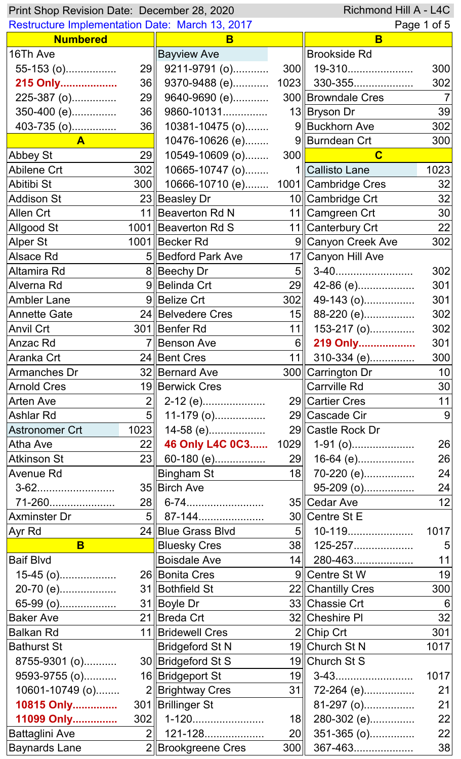Print Shop Revision Date: December 28, 2020

Restructure Implementation Date: March 13, 2017

# Richmond Hill A - L4C

## Numbered

| Street | Route |
|---|---|
| 16Th Ave | |
| 55-153 (o) | 29 |
| **215 Only** | 36 |
| 225-387 (o) | 29 |
| 350-400 (e) | 36 |
| 403-735 (o) | 36 |

## A

| Street | Route |
|---|---|
| Abbey St | 29 |
| Abilene Crt | 302 |
| Abitibi St | 300 |
| Addison St | 23 |
| Allen Crt | 11 |
| Allgood St | 1001 |
| Alper St | 1001 |
| Alsace Rd | 5 |
| Altamira Rd | 8 |
| Alverna Rd | 9 |
| Ambler Lane | 9 |
| Annette Gate | 24 |
| Anvil Crt | 301 |
| Anzac Rd | 7 |
| Aranka Crt | 24 |
| Armanches Dr | 32 |
| Arnold Cres | 19 |
| Arten Ave | 2 |
| Ashlar Rd | 5 |
| Astronomer Crt | 1023 |
| Atha Ave | 22 |
| Atkinson St | 23 |
| Avenue Rd | |
| 3-62 | 35 |
| 71-260 | 28 |
| Axminster Dr | 5 |
| Ayr Rd | 24 |

## B

| Street | Route |
|---|---|
| Baif Blvd | |
| 15-45 (o) | 26 |
| 20-70 (e) | 31 |
| 65-99 (o) | 31 |
| Baker Ave | 21 |
| Balkan Rd | 11 |
| Bathurst St | |
| 8755-9301 (o) | 30 |
| 9593-9755 (o) | 16 |
| 10601-10749 (o) | 2 |
| **10815 Only** | 301 |
| **11099 Only** | 302 |
| Battaglini Ave | 2 |
| Baynards Lane | 2 |
| Bayview Ave | |
| 9211-9791 (o) | 300 |
| 9370-9488 (e) | 1023 |
| 9640-9690 (e) | 300 |
| 9860-10131 | 13 |
| 10381-10475 (o) | 9 |
| 10476-10626 (e) | 9 |
| 10549-10609 (o) | 300 |
| 10665-10747 (o) | 1 |
| 10666-10710 (e) | 1001 |
| Beasley Dr | 10 |
| Beaverton Rd N | 11 |
| Beaverton Rd S | 11 |
| Becker Rd | 9 |
| Bedford Park Ave | 17 |
| Beechy Dr | 5 |
| Belinda Crt | 29 |
| Belize Crt | 302 |
| Belvedere Cres | 15 |
| Benfer Rd | 11 |
| Benson Ave | 6 |
| Bent Cres | 11 |
| Bernard Ave | 300 |
| Berwick Cres | |
| 2-12 (e) | 29 |
| 11-179 (o) | 29 |
| 14-58 (e) | 29 |
| **46 Only L4C 0C3** | 1029 |
| 60-180 (e) | 29 |
| Bingham St | 18 |
| Birch Ave | |
| 6-74 | 35 |
| 87-144 | 30 |
| Blue Grass Blvd | 5 |
| Bluesky Cres | 38 |
| Boisdale Ave | 14 |
| Bonita Cres | 9 |
| Bothfield St | 22 |
| Boyle Dr | 33 |
| Breda Crt | 32 |
| Bridewell Cres | 2 |
| Bridgeford St N | 19 |
| Bridgeford St S | 19 |
| Bridgeport St | 19 |
| Brightway Cres | 31 |
| Brillinger St | |
| 1-120 | 18 |
| 121-128 | 20 |
| Brookgreene Cres | 300 |
| Brookside Rd | |
| 19-310 | 300 |
| 330-355 | 302 |
| Browndale Cres | 7 |
| Bryson Dr | 39 |
| Buckhorn Ave | 302 |
| Burndean Crt | 300 |

## C

| Street | Route |
|---|---|
| Callisto Lane | 1023 |
| Cambridge Cres | 32 |
| Cambridge Crt | 32 |
| Camgreen Crt | 30 |
| Canterbury Crt | 22 |
| Canyon Creek Ave | 302 |
| Canyon Hill Ave | |
| 3-40 | 302 |
| 42-86 (e) | 301 |
| 49-143 (o) | 301 |
| 88-220 (e) | 302 |
| 153-217 (o) | 302 |
| **219 Only** | 301 |
| 310-334 (e) | 300 |
| Carrington Dr | 10 |
| Carrville Rd | 30 |
| Cartier Cres | 11 |
| Cascade Cir | 9 |
| Castle Rock Dr | |
| 1-91 (o) | 26 |
| 16-64 (e) | 26 |
| 70-220 (e) | 24 |
| 95-209 (o) | 24 |
| Cedar Ave | 12 |
| Centre St E | |
| 10-119 | 1017 |
| 125-257 | 5 |
| 280-463 | 11 |
| Centre St W | 19 |
| Chantilly Cres | 300 |
| Chassie Crt | 6 |
| Cheshire Pl | 32 |
| Chip Crt | 301 |
| Church St N | 1017 |
| Church St S | |
| 3-43 | 1017 |
| 72-264 (e) | 21 |
| 81-297 (o) | 21 |
| 280-302 (e) | 22 |
| 351-365 (o) | 22 |
| 367-463 | 38 |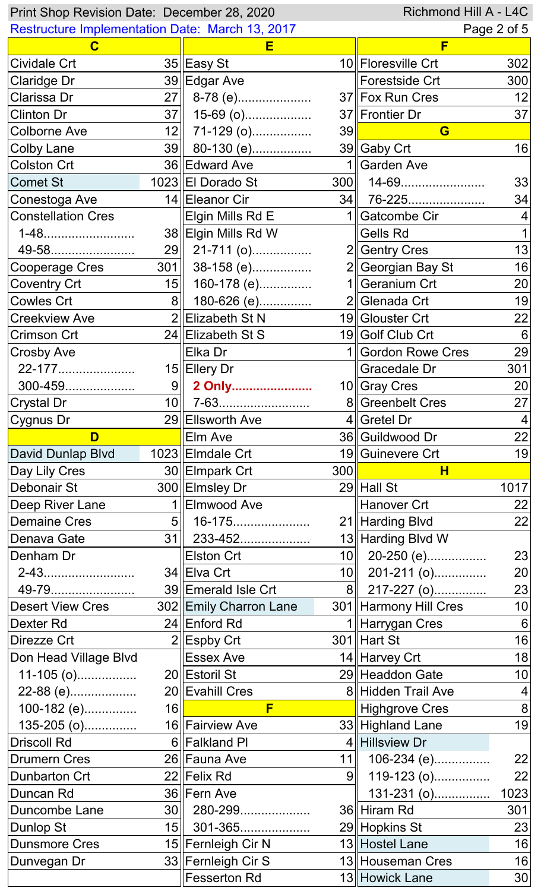Print Shop Revision Date: December 28, 2020 — Richmond Hill A - L4C

Restructure Implementation Date: March 13, 2017

## C

| Street | Route |
|---|---|
| Cividale Crt | 35 |
| Claridge Dr | 39 |
| Clarissa Dr | 27 |
| Clinton Dr | 37 |
| Colborne Ave | 12 |
| Colby Lane | 39 |
| Colston Crt | 36 |
| Comet St | 1023 |
| Conestoga Ave | 14 |
| Constellation Cres | |
| 1-48 | 38 |
| 49-58 | 29 |
| Cooperage Cres | 301 |
| Coventry Crt | 15 |
| Cowles Crt | 8 |
| Creekview Ave | 2 |
| Crimson Crt | 24 |
| Crosby Ave | |
| 22-177 | 15 |
| 300-459 | 9 |
| Crystal Dr | 10 |
| Cygnus Dr | 29 |

## D

| Street | Route |
|---|---|
| David Dunlap Blvd | 1023 |
| Day Lily Cres | 30 |
| Debonair St | 300 |
| Deep River Lane | 1 |
| Demaine Cres | 5 |
| Denava Gate | 31 |
| Denham Dr | |
| 2-43 | 34 |
| 49-79 | 39 |
| Desert View Cres | 302 |
| Dexter Rd | 24 |
| Direzze Crt | 2 |
| Don Head Village Blvd | |
| 11-105 (o) | 20 |
| 22-88 (e) | 20 |
| 100-182 (e) | 16 |
| 135-205 (o) | 16 |
| Driscoll Rd | 6 |
| Drumern Cres | 26 |
| Dunbarton Crt | 22 |
| Duncan Rd | 36 |
| Duncombe Lane | 30 |
| Dunlop St | 15 |
| Dunsmore Cres | 15 |
| Dunvegan Dr | 33 |

## E

| Street | Route |
|---|---|
| Easy St | 10 |
| Edgar Ave | |
| 8-78 (e) | 37 |
| 15-69 (o) | 37 |
| 71-129 (o) | 39 |
| 80-130 (e) | 39 |
| Edward Ave | 1 |
| El Dorado St | 300 |
| Eleanor Cir | 34 |
| Elgin Mills Rd E | 1 |
| Elgin Mills Rd W | |
| 21-711 (o) | 2 |
| 38-158 (e) | 2 |
| 160-178 (e) | 1 |
| 180-626 (e) | 2 |
| Elizabeth St N | 19 |
| Elizabeth St S | 19 |
| Elka Dr | 1 |
| Ellery Dr | |
| **2 Only** | 10 |
| 7-63 | 8 |
| Ellsworth Ave | 4 |
| Elm Ave | 36 |
| Elmdale Crt | 19 |
| Elmpark Crt | 300 |
| Elmsley Dr | 29 |
| Elmwood Ave | |
| 16-175 | 21 |
| 233-452 | 13 |
| Elston Crt | 10 |
| Elva Crt | 10 |
| Emerald Isle Crt | 8 |
| Emily Charron Lane | 301 |
| Enford Rd | 1 |
| Espby Crt | 301 |
| Essex Ave | 14 |
| Estoril St | 29 |
| Evahill Cres | 8 |

## F

| Street | Route |
|---|---|
| Fairview Ave | 33 |
| Falkland Pl | 4 |
| Fauna Ave | 11 |
| Felix Rd | 9 |
| Fern Ave | |
| 280-299 | 36 |
| 301-365 | 29 |
| Fernleigh Cir N | 13 |
| Fernleigh Cir S | 13 |
| Fesserton Rd | 13 |
| Floresville Crt | 302 |
| Forestside Crt | 300 |
| Fox Run Cres | 12 |
| Frontier Dr | 37 |

## G

| Street | Route |
|---|---|
| Gaby Crt | 16 |
| Garden Ave | |
| 14-69 | 33 |
| 76-225 | 34 |
| Gatcombe Cir | 4 |
| Gells Rd | 1 |
| Gentry Cres | 13 |
| Georgian Bay St | 16 |
| Geranium Crt | 20 |
| Glenada Crt | 19 |
| Glouster Crt | 22 |
| Golf Club Crt | 6 |
| Gordon Rowe Cres | 29 |
| Gracedale Dr | 301 |
| Gray Cres | 20 |
| Greenbelt Cres | 27 |
| Gretel Dr | 4 |
| Guildwood Dr | 22 |
| Guinevere Crt | 19 |

## H

| Street | Route |
|---|---|
| Hall St | 1017 |
| Hanover Crt | 22 |
| Harding Blvd | 22 |
| Harding Blvd W | |
| 20-250 (e) | 23 |
| 201-211 (o) | 20 |
| 217-227 (o) | 23 |
| Harmony Hill Cres | 10 |
| Harrygan Cres | 6 |
| Hart St | 16 |
| Harvey Crt | 18 |
| Headdon Gate | 10 |
| Hidden Trail Ave | 4 |
| Highgrove Cres | 8 |
| Highland Lane | 19 |
| Hillsview Dr | |
| 106-234 (e) | 22 |
| 119-123 (o) | 22 |
| 131-231 (o) | 1023 |
| Hiram Rd | 301 |
| Hopkins St | 23 |
| Hostel Lane | 16 |
| Houseman Cres | 16 |
| Howick Lane | 30 |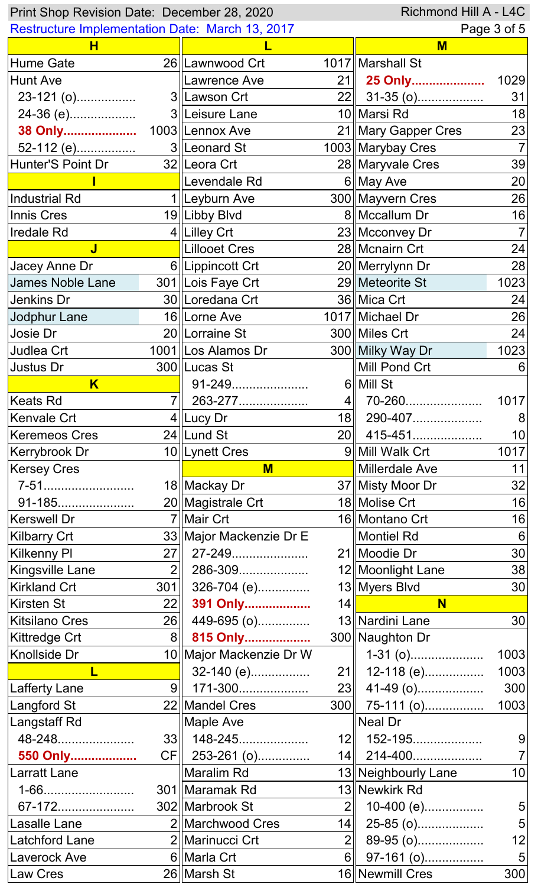Print Shop Revision Date: December 28, 2020 — Richmond Hill A - L4C

Restructure Implementation Date: March 13, 2017

| Street | Route |
|---|---|
| **H** | |
| Hume Gate | 26 |
| Hunt Ave | |
| 23-121 (o) | 3 |
| 24-36 (e) | 3 |
| **38 Only** | 1003 |
| 52-112 (e) | 3 |
| Hunter'S Point Dr | 32 |
| **I** | |
| Industrial Rd | 1 |
| Innis Cres | 19 |
| Iredale Rd | 4 |
| **J** | |
| Jacey Anne Dr | 6 |
| James Noble Lane | 301 |
| Jenkins Dr | 30 |
| Jodphur Lane | 16 |
| Josie Dr | 20 |
| Judlea Crt | 1001 |
| Justus Dr | 300 |
| **K** | |
| Keats Rd | 7 |
| Kenvale Crt | 4 |
| Keremeos Cres | 24 |
| Kerrybrook Dr | 10 |
| Kersey Cres | |
| 7-51 | 18 |
| 91-185 | 20 |
| Kerswell Dr | 7 |
| Kilbarry Crt | 33 |
| Kilkenny Pl | 27 |
| Kingsville Lane | 2 |
| Kirkland Crt | 301 |
| Kirsten St | 22 |
| Kitsilano Cres | 26 |
| Kittredge Crt | 8 |
| Knollside Dr | 10 |
| **L** | |
| Lafferty Lane | 9 |
| Langford St | 22 |
| Langstaff Rd | |
| 48-248 | 33 |
| **550 Only** | CF |
| Larratt Lane | |
| 1-66 | 301 |
| 67-172 | 302 |
| Lasalle Lane | 2 |
| Latchford Lane | 2 |
| Laverock Ave | 6 |
| Law Cres | 26 |
| Lawnwood Crt | 1017 |
| Lawrence Ave | 21 |
| Lawson Crt | 22 |
| Leisure Lane | 10 |
| Lennox Ave | 21 |
| Leonard St | 1003 |
| Leora Crt | 28 |
| Levendale Rd | 6 |
| Leyburn Ave | 300 |
| Libby Blvd | 8 |
| Lilley Crt | 23 |
| Lillooet Cres | 28 |
| Lippincott Crt | 20 |
| Lois Faye Crt | 29 |
| Loredana Crt | 36 |
| Lorne Ave | 1017 |
| Lorraine St | 300 |
| Los Alamos Dr | 300 |
| Lucas St | |
| 91-249 | 6 |
| 263-277 | 4 |
| Lucy Dr | 18 |
| Lund St | 20 |
| Lynett Cres | 9 |
| **M** | |
| Mackay Dr | 37 |
| Magistrale Crt | 18 |
| Mair Crt | 16 |
| Major Mackenzie Dr E | |
| 27-249 | 21 |
| 286-309 | 12 |
| 326-704 (e) | 13 |
| **391 Only** | 14 |
| 449-695 (o) | 13 |
| **815 Only** | 300 |
| Major Mackenzie Dr W | |
| 32-140 (e) | 21 |
| 171-300 | 23 |
| Mandel Cres | 300 |
| Maple Ave | |
| 148-245 | 12 |
| 253-261 (o) | 14 |
| Maralim Rd | 13 |
| Maramak Rd | 13 |
| Marbrook St | 2 |
| Marchwood Cres | 14 |
| Marinucci Crt | 2 |
| Marla Crt | 6 |
| Marsh St | 16 |
| Marshall St | |
| **25 Only** | 1029 |
| 31-35 (o) | 31 |
| Marsi Rd | 18 |
| Mary Gapper Cres | 23 |
| Marybay Cres | 7 |
| Maryvale Cres | 39 |
| May Ave | 20 |
| Mayvern Cres | 26 |
| Mccallum Dr | 16 |
| Mcconvey Dr | 7 |
| Mcnairn Crt | 24 |
| Merrylynn Dr | 28 |
| Meteorite St | 1023 |
| Mica Crt | 24 |
| Michael Dr | 26 |
| Miles Crt | 24 |
| Milky Way Dr | 1023 |
| Mill Pond Crt | 6 |
| Mill St | |
| 70-260 | 1017 |
| 290-407 | 8 |
| 415-451 | 10 |
| Mill Walk Crt | 1017 |
| Millerdale Ave | 11 |
| Misty Moor Dr | 32 |
| Molise Crt | 16 |
| Montano Crt | 16 |
| Montiel Rd | 6 |
| Moodie Dr | 30 |
| Moonlight Lane | 38 |
| Myers Blvd | 30 |
| **N** | |
| Nardini Lane | 30 |
| Naughton Dr | |
| 1-31 (o) | 1003 |
| 12-118 (e) | 1003 |
| 41-49 (o) | 300 |
| 75-111 (o) | 1003 |
| Neal Dr | |
| 152-195 | 9 |
| 214-400 | 7 |
| Neighbourly Lane | 10 |
| Newkirk Rd | |
| 10-400 (e) | 5 |
| 25-85 (o) | 5 |
| 89-95 (o) | 12 |
| 97-161 (o) | 5 |
| Newmill Cres | 300 |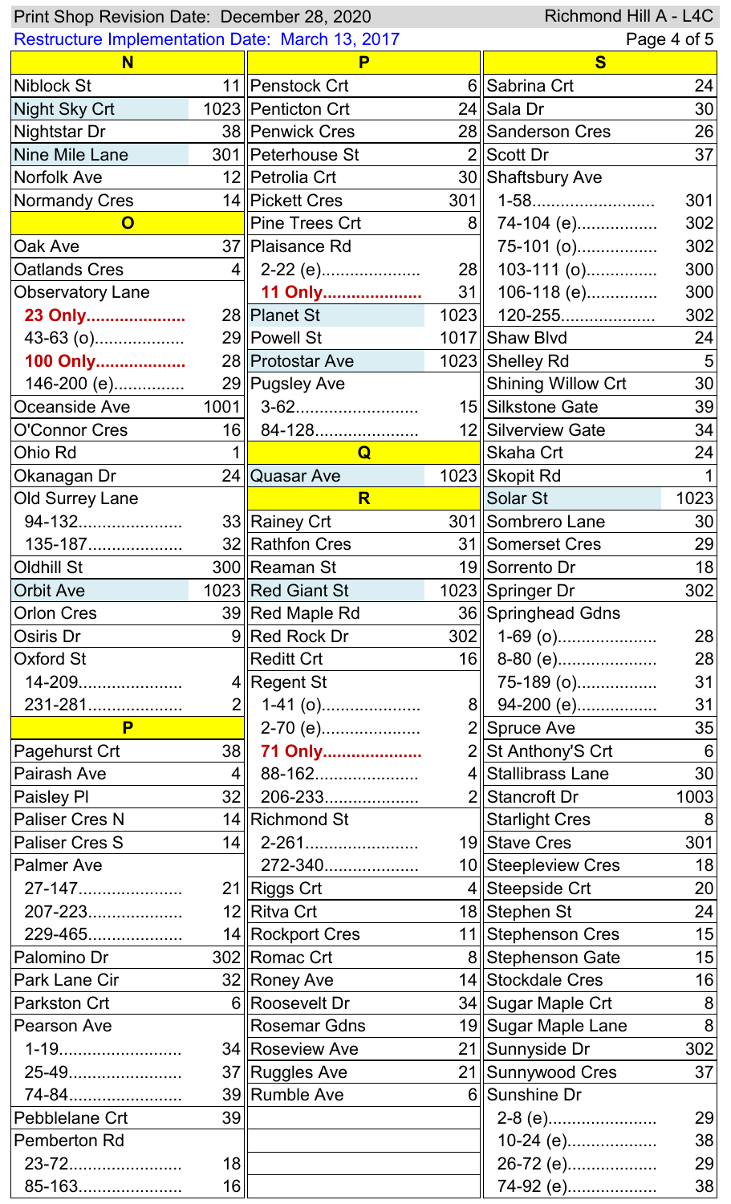Print Shop Revision Date: December 28, 2020 — Richmond Hill A - L4C

Restructure Implementation Date: March 13, 2017

| Street | Route |
|---|---|
| **N** | |
| Niblock St | 11 |
| Night Sky Crt | 1023 |
| Nightstar Dr | 38 |
| Nine Mile Lane | 301 |
| Norfolk Ave | 12 |
| Normandy Cres | 14 |
| **O** | |
| Oak Ave | 37 |
| Oatlands Cres | 4 |
| Observatory Lane | |
| **23 Only** | 28 |
| 43-63 (o) | 29 |
| **100 Only** | 28 |
| 146-200 (e) | 29 |
| Oceanside Ave | 1001 |
| O'Connor Cres | 16 |
| Ohio Rd | 1 |
| Okanagan Dr | 24 |
| Old Surrey Lane | |
| 94-132 | 33 |
| 135-187 | 32 |
| Oldhill St | 300 |
| Orbit Ave | 1023 |
| Orlon Cres | 39 |
| Osiris Dr | 9 |
| Oxford St | |
| 14-209 | 4 |
| 231-281 | 2 |
| **P** | |
| Pagehurst Crt | 38 |
| Pairash Ave | 4 |
| Paisley Pl | 32 |
| Paliser Cres N | 14 |
| Paliser Cres S | 14 |
| Palmer Ave | |
| 27-147 | 21 |
| 207-223 | 12 |
| 229-465 | 14 |
| Palomino Dr | 302 |
| Park Lane Cir | 32 |
| Parkston Crt | 6 |
| Pearson Ave | |
| 1-19 | 34 |
| 25-49 | 37 |
| 74-84 | 39 |
| Pebblelane Crt | 39 |
| Pemberton Rd | |
| 23-72 | 18 |
| 85-163 | 16 |
| Penstock Crt | 6 |
| Penticton Crt | 24 |
| Penwick Cres | 28 |
| Peterhouse St | 2 |
| Petrolia Crt | 30 |
| Pickett Cres | 301 |
| Pine Trees Crt | 8 |
| Plaisance Rd | |
| 2-22 (e) | 28 |
| **11 Only** | 31 |
| Planet St | 1023 |
| Powell St | 1017 |
| Protostar Ave | 1023 |
| Pugsley Ave | |
| 3-62 | 15 |
| 84-128 | 12 |
| **Q** | |
| Quasar Ave | 1023 |
| **R** | |
| Rainey Crt | 301 |
| Rathfon Cres | 31 |
| Reaman St | 19 |
| Red Giant St | 1023 |
| Red Maple Rd | 36 |
| Red Rock Dr | 302 |
| Reditt Crt | 16 |
| Regent St | |
| 1-41 (o) | 8 |
| 2-70 (e) | 2 |
| **71 Only** | 2 |
| 88-162 | 4 |
| 206-233 | 2 |
| Richmond St | |
| 2-261 | 19 |
| 272-340 | 10 |
| Riggs Crt | 4 |
| Ritva Crt | 18 |
| Rockport Cres | 11 |
| Romac Crt | 8 |
| Roney Ave | 14 |
| Roosevelt Dr | 34 |
| Rosemar Gdns | 19 |
| Roseview Ave | 21 |
| Ruggles Ave | 21 |
| Rumble Ave | 6 |
| **S** | |
| Sabrina Crt | 24 |
| Sala Dr | 30 |
| Sanderson Cres | 26 |
| Scott Dr | 37 |
| Shaftsbury Ave | |
| 1-58 | 301 |
| 74-104 (e) | 302 |
| 75-101 (o) | 302 |
| 103-111 (o) | 300 |
| 106-118 (e) | 300 |
| 120-255 | 302 |
| Shaw Blvd | 24 |
| Shelley Rd | 5 |
| Shining Willow Crt | 30 |
| Silkstone Gate | 39 |
| Silverview Gate | 34 |
| Skaha Crt | 24 |
| Skopit Rd | 1 |
| Solar St | 1023 |
| Sombrero Lane | 30 |
| Somerset Cres | 29 |
| Sorrento Dr | 18 |
| Springer Dr | 302 |
| Springhead Gdns | |
| 1-69 (o) | 28 |
| 8-80 (e) | 28 |
| 75-189 (o) | 31 |
| 94-200 (e) | 31 |
| Spruce Ave | 35 |
| St Anthony'S Crt | 6 |
| Stallibrass Lane | 30 |
| Stancroft Dr | 1003 |
| Starlight Cres | 8 |
| Stave Cres | 301 |
| Steepleview Cres | 18 |
| Steepside Crt | 20 |
| Stephen St | 24 |
| Stephenson Cres | 15 |
| Stephenson Gate | 15 |
| Stockdale Cres | 16 |
| Sugar Maple Crt | 8 |
| Sugar Maple Lane | 8 |
| Sunnyside Dr | 302 |
| Sunnywood Cres | 37 |
| Sunshine Dr | |
| 2-8 (e) | 29 |
| 10-24 (e) | 38 |
| 26-72 (e) | 29 |
| 74-92 (e) | 38 |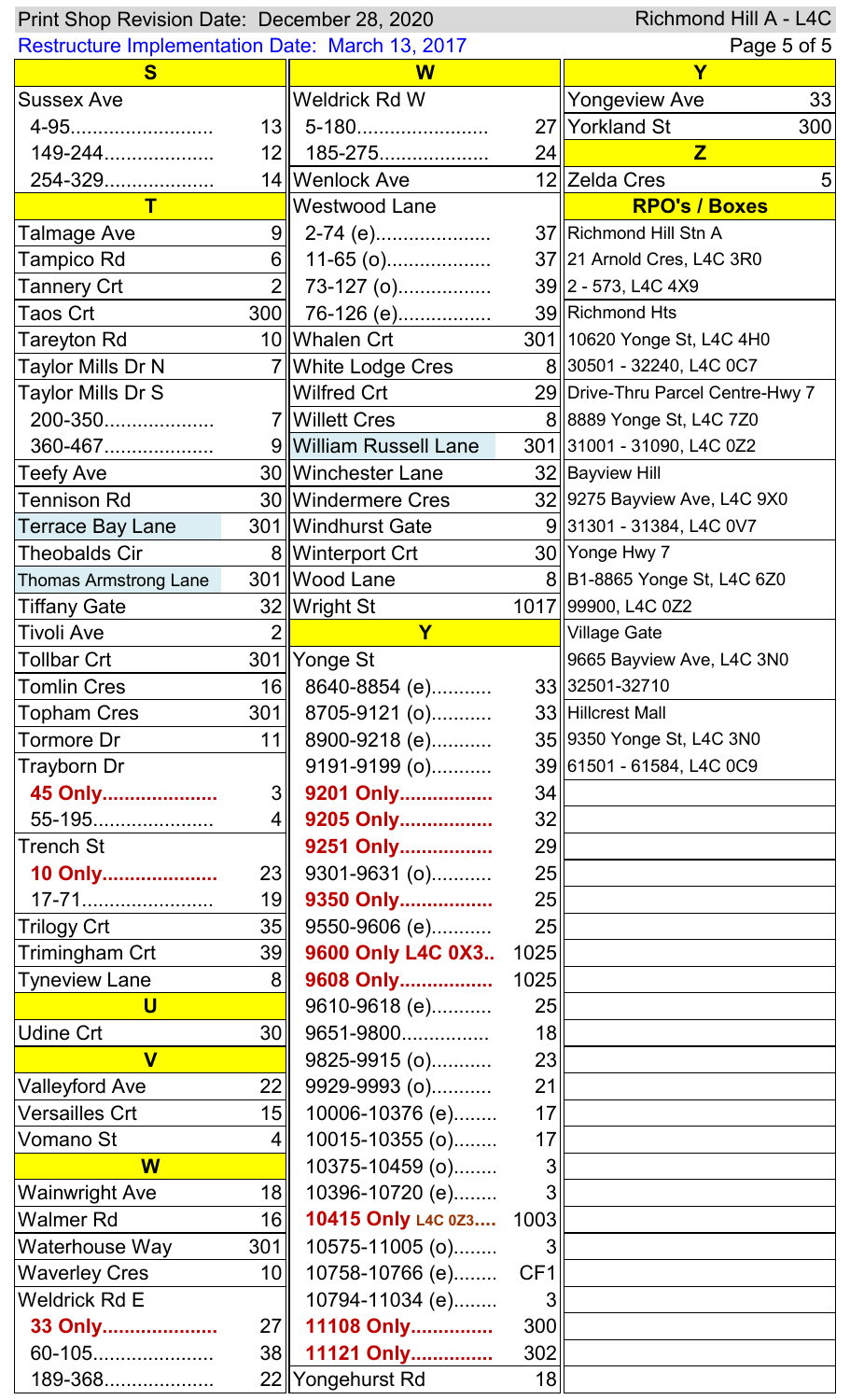Print Shop Revision Date: December 28, 2020

Richmond Hill A - L4C

Restructure Implementation Date: March 13, 2017

| S | |
|---|---|
| Sussex Ave | |
| 4-95 | 13 |
| 149-244 | 12 |
| 254-329 | 14 |

| T | |
|---|---|
| Talmage Ave | 9 |
| Tampico Rd | 6 |
| Tannery Crt | 2 |
| Taos Crt | 300 |
| Tareyton Rd | 10 |
| Taylor Mills Dr N | 7 |
| Taylor Mills Dr S | |
| 200-350 | 7 |
| 360-467 | 9 |
| Teefy Ave | 30 |
| Tennison Rd | 30 |
| Terrace Bay Lane | 301 |
| Theobalds Cir | 8 |
| Thomas Armstrong Lane | 301 |
| Tiffany Gate | 32 |
| Tivoli Ave | 2 |
| Tollbar Crt | 301 |
| Tomlin Cres | 16 |
| Topham Cres | 301 |
| Tormore Dr | 11 |
| Trayborn Dr | |
| **45 Only** | 3 |
| 55-195 | 4 |
| Trench St | |
| **10 Only** | 23 |
| 17-71 | 19 |
| Trilogy Crt | 35 |
| Trimingham Crt | 39 |
| Tyneview Lane | 8 |

| U | |
|---|---|
| Udine Crt | 30 |

| V | |
|---|---|
| Valleyford Ave | 22 |
| Versailles Crt | 15 |
| Vomano St | 4 |

| W | |
|---|---|
| Wainwright Ave | 18 |
| Walmer Rd | 16 |
| Waterhouse Way | 301 |
| Waverley Cres | 10 |
| Weldrick Rd E | |
| **33 Only** | 27 |
| 60-105 | 38 |
| 189-368 | 22 |
| Weldrick Rd W | |
| 5-180 | 27 |
| 185-275 | 24 |
| Wenlock Ave | 12 |
| Westwood Lane | |
| 2-74 (e) | 37 |
| 11-65 (o) | 37 |
| 73-127 (o) | 39 |
| 76-126 (e) | 39 |
| Whalen Crt | 301 |
| White Lodge Cres | 8 |
| Wilfred Crt | 29 |
| Willett Cres | 8 |
| William Russell Lane | 301 |
| Winchester Lane | 32 |
| Windermere Cres | 32 |
| Windhurst Gate | 9 |
| Winterport Crt | 30 |
| Wood Lane | 8 |
| Wright St | 1017 |

| Y | |
|---|---|
| Yonge St | |
| 8640-8854 (e) | 33 |
| 8705-9121 (o) | 33 |
| 8900-9218 (e) | 35 |
| 9191-9199 (o) | 39 |
| **9201 Only** | 34 |
| **9205 Only** | 32 |
| **9251 Only** | 29 |
| 9301-9631 (o) | 25 |
| **9350 Only** | 25 |
| 9550-9606 (e) | 25 |
| **9600 Only L4C 0X3** | 1025 |
| **9608 Only** | 1025 |
| 9610-9618 (e) | 25 |
| 9651-9800 | 18 |
| 9825-9915 (o) | 23 |
| 9929-9993 (o) | 21 |
| 10006-10376 (e) | 17 |
| 10015-10355 (o) | 17 |
| 10375-10459 (o) | 3 |
| 10396-10720 (e) | 3 |
| **10415 Only L4C 0Z3** | 1003 |
| 10575-11005 (o) | 3 |
| 10758-10766 (e) | CF1 |
| 10794-11034 (e) | 3 |
| **11108 Only** | 300 |
| **11121 Only** | 302 |
| Yongehurst Rd | 18 |
| Yongeview Ave | 33 |
| Yorkland St | 300 |

| Z | |
|---|---|
| Zelda Cres | 5 |

| RPO's / Boxes |
|---|
| Richmond Hill Stn A |
| 21 Arnold Cres, L4C 3R0 |
| 2 - 573, L4C 4X9 |
| Richmond Hts |
| 10620 Yonge St, L4C 4H0 |
| 30501 - 32240, L4C 0C7 |
| Drive-Thru Parcel Centre-Hwy 7 |
| 8889 Yonge St, L4C 7Z0 |
| 31001 - 31090, L4C 0Z2 |
| Bayview Hill |
| 9275 Bayview Ave, L4C 9X0 |
| 31301 - 31384, L4C 0V7 |
| Yonge Hwy 7 |
| B1-8865 Yonge St, L4C 6Z0 |
| 99900, L4C 0Z2 |
| Village Gate |
| 9665 Bayview Ave, L4C 3N0 |
| 32501-32710 |
| Hillcrest Mall |
| 9350 Yonge St, L4C 3N0 |
| 61501 - 61584, L4C 0C9 |